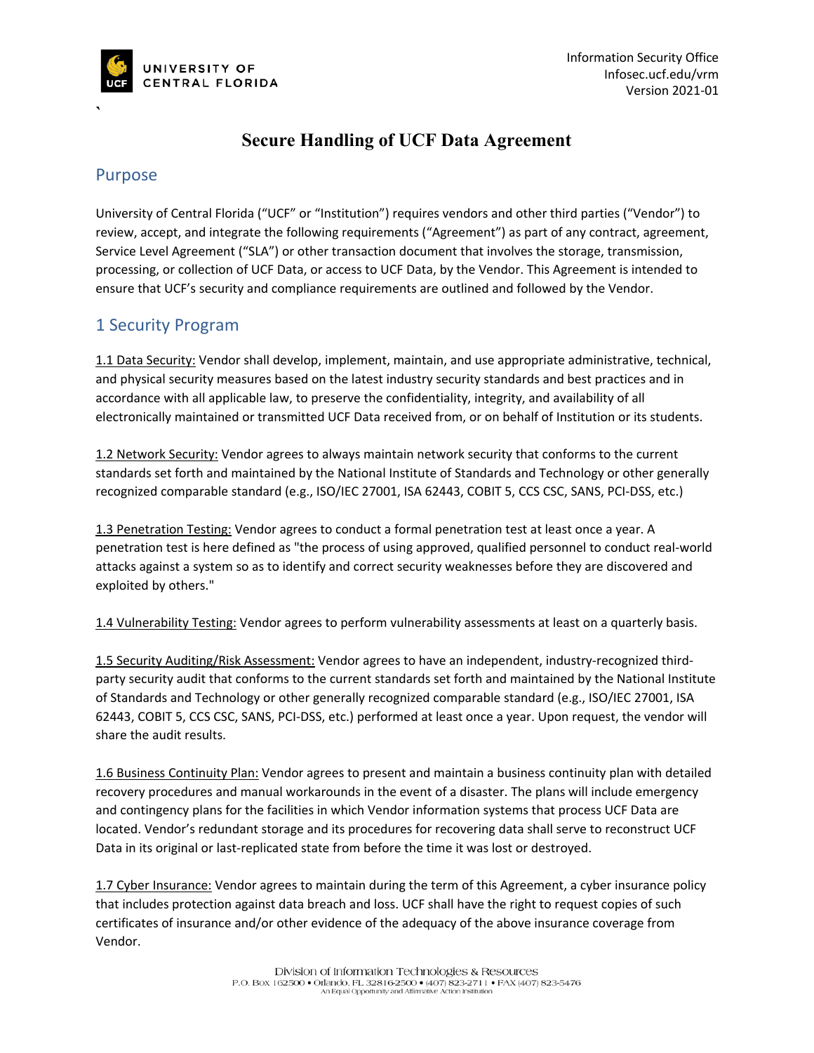# Secure Handling of UCF Data Agreement

## Purpose

University of Central Florida ("UCF" or "Institution") requires vendors and other third parties ("Vendor") to review, accept, and integrate the following requirements ("Agreement") as part of any contract, agreement, Service Level Agreement ("SLA") or other transaction document that involves the storage, transmission, processing, or collection of UCF Data, or access to UCF Data, by the Vendor. This Agreement is intended to ensure that UCF's security and compliance requirements are outlined and followed by the Vendor.

## 1 Security Program

<u>1.1 Data Security:</u> Vendor shall develop, implement, maintain, and use appropriate administrative, technical, and physical security measures based on the latest industry security standards and best practices and in accordance with all applicable law, to preserve the confidentiality, integrity, and availability of all electronically maintained or transmitted UCF Data received from, or on behalf of Institution or its students.

<u>1.2 Network Security:</u> Vendor agrees to always maintain network security that conforms to the current standards set forth and maintained by the National Institute of Standards and Technology or other generally recognized comparable standard (e.g., ISO/IEC 27001, ISA 62443, COBIT 5, CCS CSC, SANS, PCI-DSS, etc.)

<u>1.3 Penetration Testing:</u> Vendor agrees to conduct a formal penetration test at least once a year. A penetration test is here defined as "the process of using approved, qualified personnel to conduct real-world attacks against a system so as to identify and correct security weaknesses before they are discovered and exploited by others."

<u>1.4 Vulnerability Testing:</u> Vendor agrees to perform vulnerability assessments at least on a quarterly basis.

<u>1.5 Security Auditing/Risk Assessment:</u> Vendor agrees to have an independent, industry-recognized third-party security audit that conforms to the current standards set forth and maintained by the National Institute of Standards and Technology or other generally recognized comparable standard (e.g., ISO/IEC 27001, ISA 62443, COBIT 5, CCS CSC, SANS, PCI-DSS, etc.) performed at least once a year. Upon request, the vendor will share the audit results.

<u>1.6 Business Continuity Plan:</u> Vendor agrees to present and maintain a business continuity plan with detailed recovery procedures and manual workarounds in the event of a disaster. The plans will include emergency and contingency plans for the facilities in which Vendor information systems that process UCF Data are located. Vendor's redundant storage and its procedures for recovering data shall serve to reconstruct UCF Data in its original or last-replicated state from before the time it was lost or destroyed.

<u>1.7 Cyber Insurance:</u> Vendor agrees to maintain during the term of this Agreement, a cyber insurance policy that includes protection against data breach and loss. UCF shall have the right to request copies of such certificates of insurance and/or other evidence of the adequacy of the above insurance coverage from Vendor.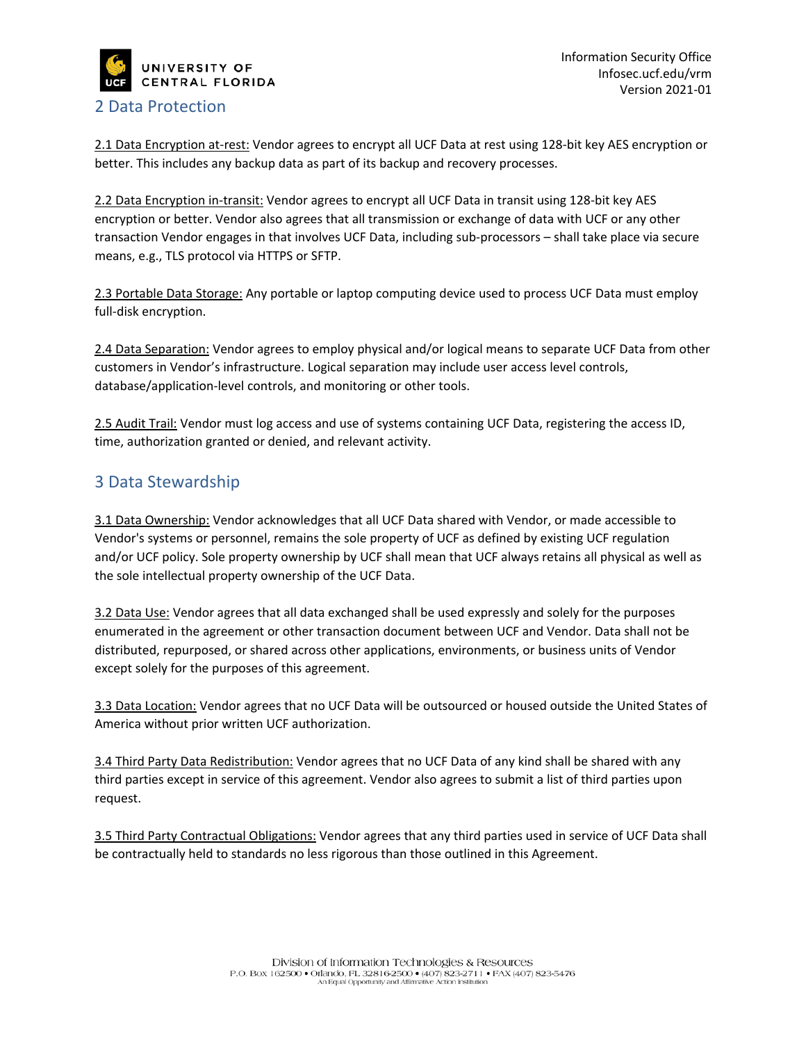## 2 Data Protection

<u>2.1 Data Encryption at-rest:</u> Vendor agrees to encrypt all UCF Data at rest using 128-bit key AES encryption or better. This includes any backup data as part of its backup and recovery processes.

<u>2.2 Data Encryption in-transit:</u> Vendor agrees to encrypt all UCF Data in transit using 128-bit key AES encryption or better. Vendor also agrees that all transmission or exchange of data with UCF or any other transaction Vendor engages in that involves UCF Data, including sub-processors – shall take place via secure means, e.g., TLS protocol via HTTPS or SFTP.

<u>2.3 Portable Data Storage:</u> Any portable or laptop computing device used to process UCF Data must employ full-disk encryption.

<u>2.4 Data Separation:</u> Vendor agrees to employ physical and/or logical means to separate UCF Data from other customers in Vendor's infrastructure. Logical separation may include user access level controls, database/application-level controls, and monitoring or other tools.

<u>2.5 Audit Trail:</u> Vendor must log access and use of systems containing UCF Data, registering the access ID, time, authorization granted or denied, and relevant activity.

## 3 Data Stewardship

<u>3.1 Data Ownership:</u> Vendor acknowledges that all UCF Data shared with Vendor, or made accessible to Vendor's systems or personnel, remains the sole property of UCF as defined by existing UCF regulation and/or UCF policy. Sole property ownership by UCF shall mean that UCF always retains all physical as well as the sole intellectual property ownership of the UCF Data.

<u>3.2 Data Use:</u> Vendor agrees that all data exchanged shall be used expressly and solely for the purposes enumerated in the agreement or other transaction document between UCF and Vendor. Data shall not be distributed, repurposed, or shared across other applications, environments, or business units of Vendor except solely for the purposes of this agreement.

<u>3.3 Data Location:</u> Vendor agrees that no UCF Data will be outsourced or housed outside the United States of America without prior written UCF authorization.

<u>3.4 Third Party Data Redistribution:</u> Vendor agrees that no UCF Data of any kind shall be shared with any third parties except in service of this agreement. Vendor also agrees to submit a list of third parties upon request.

<u>3.5 Third Party Contractual Obligations:</u> Vendor agrees that any third parties used in service of UCF Data shall be contractually held to standards no less rigorous than those outlined in this Agreement.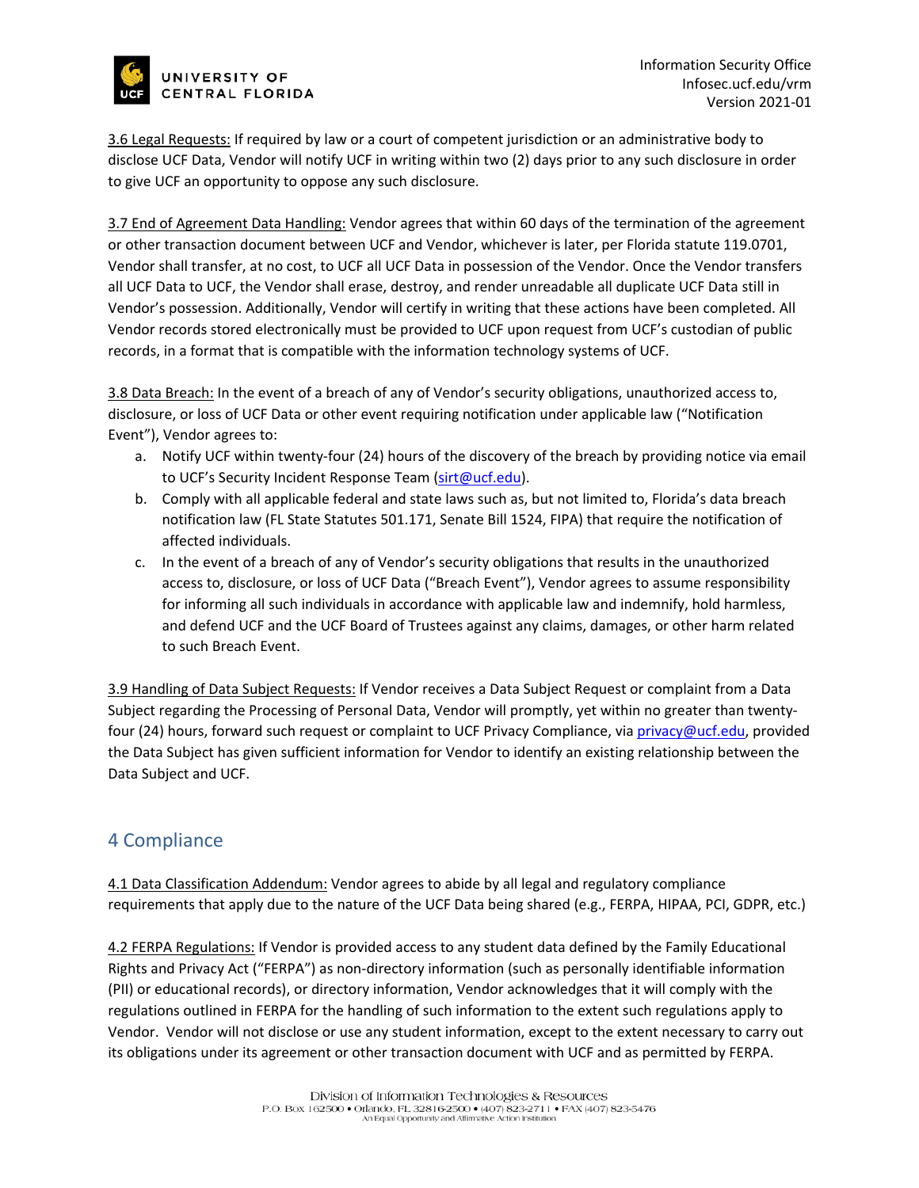3.6 Legal Requests: If required by law or a court of competent jurisdiction or an administrative body to disclose UCF Data, Vendor will notify UCF in writing within two (2) days prior to any such disclosure in order to give UCF an opportunity to oppose any such disclosure.

3.7 End of Agreement Data Handling: Vendor agrees that within 60 days of the termination of the agreement or other transaction document between UCF and Vendor, whichever is later, per Florida statute 119.0701, Vendor shall transfer, at no cost, to UCF all UCF Data in possession of the Vendor. Once the Vendor transfers all UCF Data to UCF, the Vendor shall erase, destroy, and render unreadable all duplicate UCF Data still in Vendor's possession. Additionally, Vendor will certify in writing that these actions have been completed. All Vendor records stored electronically must be provided to UCF upon request from UCF's custodian of public records, in a format that is compatible with the information technology systems of UCF.

3.8 Data Breach: In the event of a breach of any of Vendor's security obligations, unauthorized access to, disclosure, or loss of UCF Data or other event requiring notification under applicable law ("Notification Event"), Vendor agrees to:

a. Notify UCF within twenty-four (24) hours of the discovery of the breach by providing notice via email to UCF's Security Incident Response Team (sirt@ucf.edu).
b. Comply with all applicable federal and state laws such as, but not limited to, Florida's data breach notification law (FL State Statutes 501.171, Senate Bill 1524, FIPA) that require the notification of affected individuals.
c. In the event of a breach of any of Vendor's security obligations that results in the unauthorized access to, disclosure, or loss of UCF Data ("Breach Event"), Vendor agrees to assume responsibility for informing all such individuals in accordance with applicable law and indemnify, hold harmless, and defend UCF and the UCF Board of Trustees against any claims, damages, or other harm related to such Breach Event.

3.9 Handling of Data Subject Requests: If Vendor receives a Data Subject Request or complaint from a Data Subject regarding the Processing of Personal Data, Vendor will promptly, yet within no greater than twenty-four (24) hours, forward such request or complaint to UCF Privacy Compliance, via privacy@ucf.edu, provided the Data Subject has given sufficient information for Vendor to identify an existing relationship between the Data Subject and UCF.

## 4 Compliance

4.1 Data Classification Addendum: Vendor agrees to abide by all legal and regulatory compliance requirements that apply due to the nature of the UCF Data being shared (e.g., FERPA, HIPAA, PCI, GDPR, etc.)

4.2 FERPA Regulations: If Vendor is provided access to any student data defined by the Family Educational Rights and Privacy Act ("FERPA") as non-directory information (such as personally identifiable information (PII) or educational records), or directory information, Vendor acknowledges that it will comply with the regulations outlined in FERPA for the handling of such information to the extent such regulations apply to Vendor. Vendor will not disclose or use any student information, except to the extent necessary to carry out its obligations under its agreement or other transaction document with UCF and as permitted by FERPA.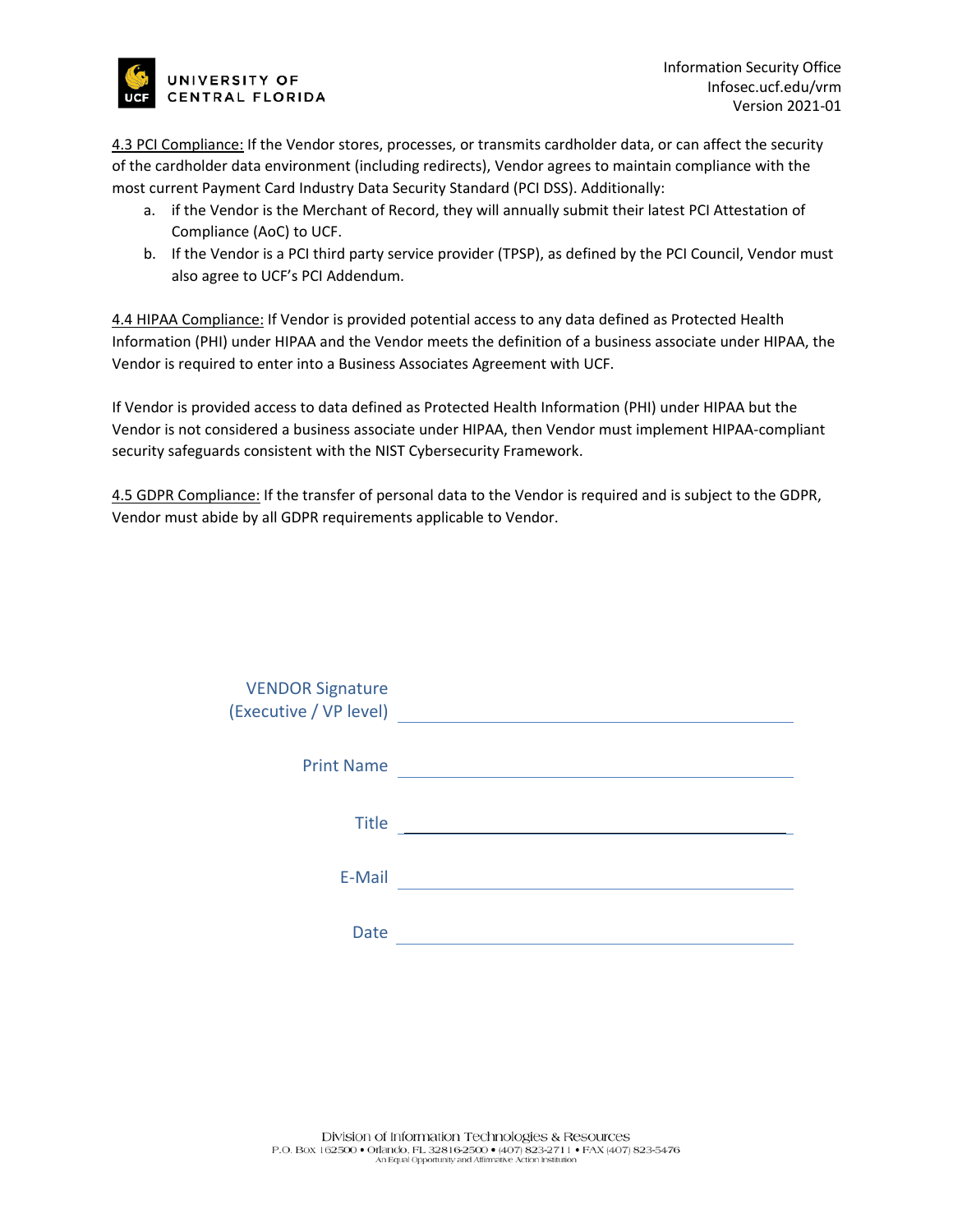<u>4.3 PCI Compliance:</u> If the Vendor stores, processes, or transmits cardholder data, or can affect the security of the cardholder data environment (including redirects), Vendor agrees to maintain compliance with the most current Payment Card Industry Data Security Standard (PCI DSS). Additionally:

a. if the Vendor is the Merchant of Record, they will annually submit their latest PCI Attestation of Compliance (AoC) to UCF.
b. If the Vendor is a PCI third party service provider (TPSP), as defined by the PCI Council, Vendor must also agree to UCF's PCI Addendum.

<u>4.4 HIPAA Compliance:</u> If Vendor is provided potential access to any data defined as Protected Health Information (PHI) under HIPAA and the Vendor meets the definition of a business associate under HIPAA, the Vendor is required to enter into a Business Associates Agreement with UCF.

If Vendor is provided access to data defined as Protected Health Information (PHI) under HIPAA but the Vendor is not considered a business associate under HIPAA, then Vendor must implement HIPAA-compliant security safeguards consistent with the NIST Cybersecurity Framework.

<u>4.5 GDPR Compliance:</u> If the transfer of personal data to the Vendor is required and is subject to the GDPR, Vendor must abide by all GDPR requirements applicable to Vendor.

VENDOR Signature (Executive / VP level) ______________________________

Print Name ______________________________

Title ______________________________

E-Mail ______________________________

Date ______________________________

Division of Information Technologies & Resources
P.O. Box 162500 • Orlando, FL 32816-2500 • (407) 823-2711 • FAX (407) 823-5476
An Equal Opportunity and Affirmative Action Institution